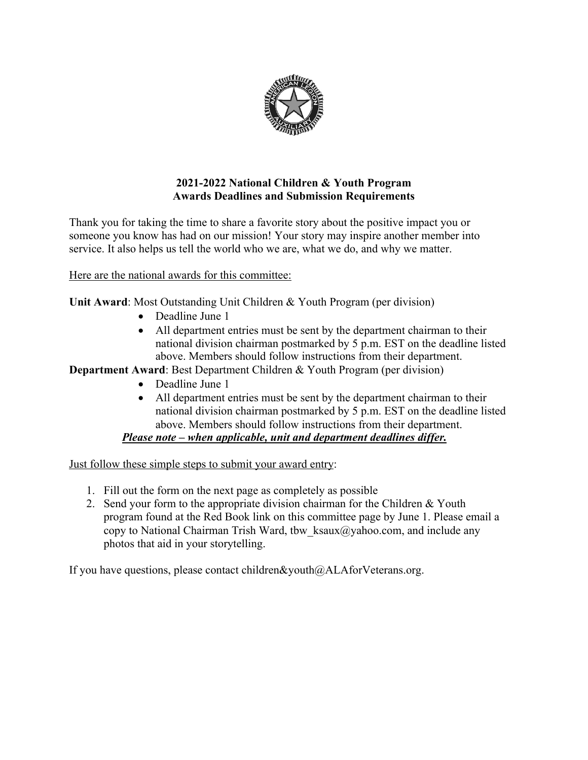## 2021-2022 National Children & Youth Program
## Awards Deadlines and Submission Requirements

Thank you for taking the time to share a favorite story about the positive impact you or someone you know has had on our mission! Your story may inspire another member into service. It also helps us tell the world who we are, what we do, and why we matter.

Here are the national awards for this committee:

**Unit Award**: Most Outstanding Unit Children & Youth Program (per division)

- Deadline June 1
- All department entries must be sent by the department chairman to their national division chairman postmarked by 5 p.m. EST on the deadline listed above. Members should follow instructions from their department.

**Department Award**: Best Department Children & Youth Program (per division)

- Deadline June 1
- All department entries must be sent by the department chairman to their national division chairman postmarked by 5 p.m. EST on the deadline listed above. Members should follow instructions from their department.

***Please note – when applicable, unit and department deadlines differ.***

Just follow these simple steps to submit your award entry:

1. Fill out the form on the next page as completely as possible
2. Send your form to the appropriate division chairman for the Children & Youth program found at the Red Book link on this committee page by June 1. Please email a copy to National Chairman Trish Ward, tbw_ksaux@yahoo.com, and include any photos that aid in your storytelling.

If you have questions, please contact children&youth@ALAforVeterans.org.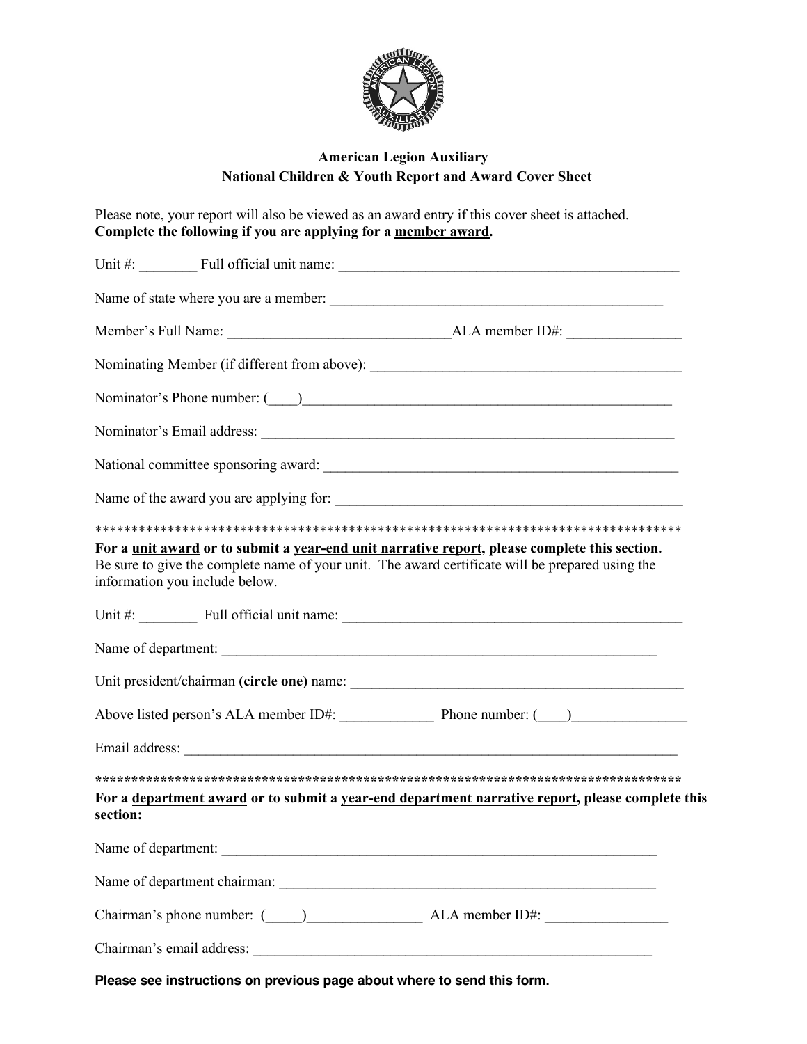**American Legion Auxiliary**
**National Children & Youth Report and Award Cover Sheet**

Please note, your report will also be viewed as an award entry if this cover sheet is attached.
**Complete the following if you are applying for a member award.**

Unit #: ________ Full official unit name: ________________________________________________

Name of state where you are a member: _______________________________________________

Member's Full Name: _______________________________ALA member ID#: ________________

Nominating Member (if different from above): ____________________________________________

Nominator's Phone number: (____)_____________________________________________________

Nominator's Email address: _________________________________________________________

National committee sponsoring award: __________________________________________________

Name of the award you are applying for: ________________________________________________

***************************************************************************************

**For a unit award or to submit a year-end unit narrative report, please complete this section.**
Be sure to give the complete name of your unit. The award certificate will be prepared using the information you include below.

Unit #: ________ Full official unit name: ________________________________________________

Name of department: _______________________________________________________________

Unit president/chairman **(circle one)** name: _____________________________________________

Above listed person's ALA member ID#: _____________ Phone number: (____)________________

Email address: _____________________________________________________________________

***************************************************************************************

**For a department award or to submit a year-end department narrative report, please complete this section:**

Name of department: _______________________________________________________________

Name of department chairman: _______________________________________________________

Chairman's phone number: (_____)________________ ALA member ID#: _________________

Chairman's email address: ___________________________________________________________

**Please see instructions on previous page about where to send this form.**